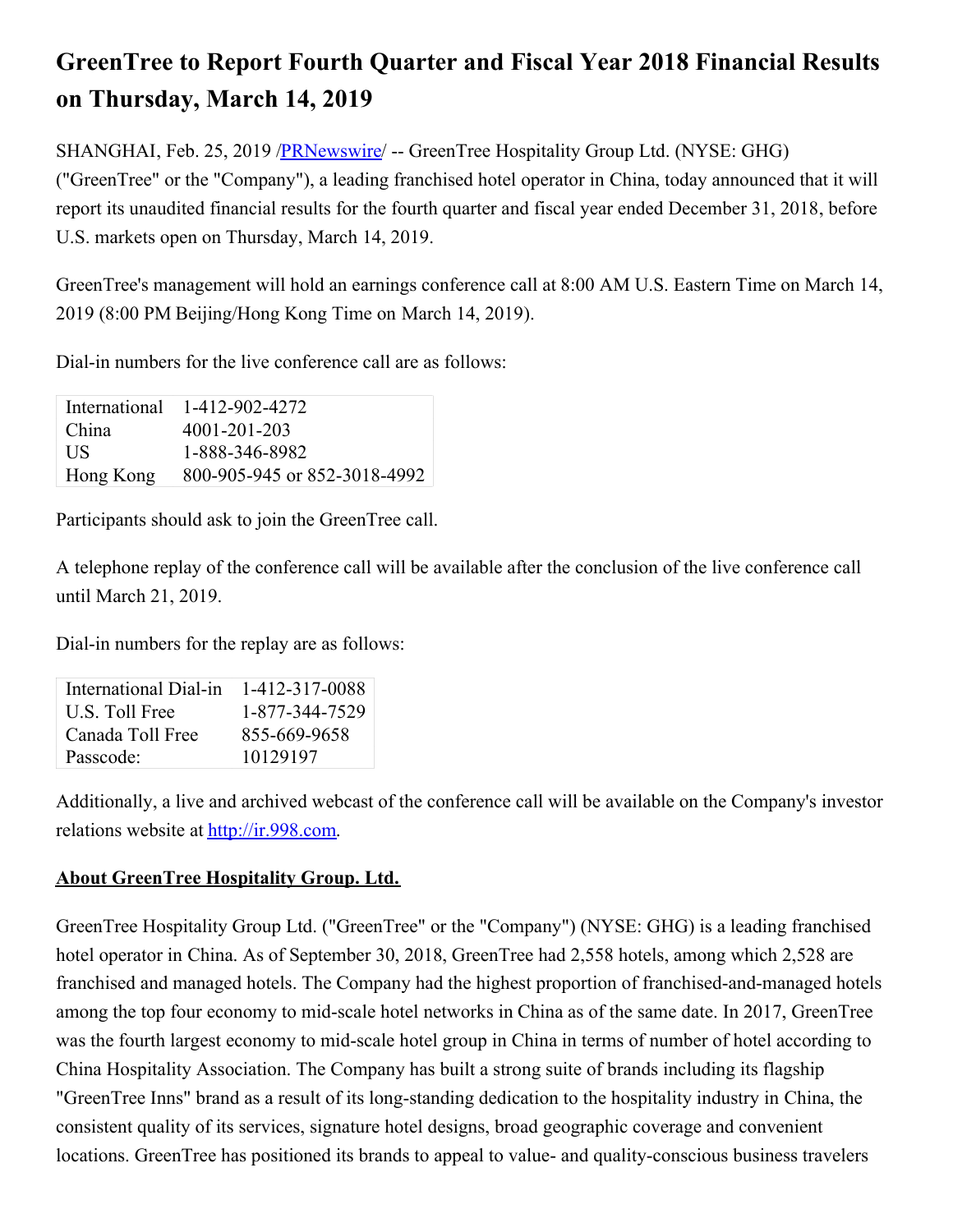# GreenTree to Report Fourth Quarter and Fiscal Year 2018 Financial Results on Thursday, March 14, 2019

SHANGHAI, Feb. 25, 2019 /PRNewswire/ -- GreenTree Hospitality Group Ltd. (NYSE: GHG) ("GreenTree" or the "Company"), a leading franchised hotel operator in China, today announced that it will report its unaudited financial results for the fourth quarter and fiscal year ended December 31, 2018, before U.S. markets open on Thursday, March 14, 2019.

GreenTree's management will hold an earnings conference call at 8:00 AM U.S. Eastern Time on March 14, 2019 (8:00 PM Beijing/Hong Kong Time on March 14, 2019).

Dial-in numbers for the live conference call are as follows:

| | |
|---|---|
| International | 1-412-902-4272 |
| China | 4001-201-203 |
| US | 1-888-346-8982 |
| Hong Kong | 800-905-945 or 852-3018-4992 |

Participants should ask to join the GreenTree call.

A telephone replay of the conference call will be available after the conclusion of the live conference call until March 21, 2019.

Dial-in numbers for the replay are as follows:

| | |
|---|---|
| International Dial-in | 1-412-317-0088 |
| U.S. Toll Free | 1-877-344-7529 |
| Canada Toll Free | 855-669-9658 |
| Passcode: | 10129197 |

Additionally, a live and archived webcast of the conference call will be available on the Company's investor relations website at http://ir.998.com.

## About GreenTree Hospitality Group. Ltd.

GreenTree Hospitality Group Ltd. ("GreenTree" or the "Company") (NYSE: GHG) is a leading franchised hotel operator in China. As of September 30, 2018, GreenTree had 2,558 hotels, among which 2,528 are franchised and managed hotels. The Company had the highest proportion of franchised-and-managed hotels among the top four economy to mid-scale hotel networks in China as of the same date. In 2017, GreenTree was the fourth largest economy to mid-scale hotel group in China in terms of number of hotel according to China Hospitality Association. The Company has built a strong suite of brands including its flagship "GreenTree Inns" brand as a result of its long-standing dedication to the hospitality industry in China, the consistent quality of its services, signature hotel designs, broad geographic coverage and convenient locations. GreenTree has positioned its brands to appeal to value- and quality-conscious business travelers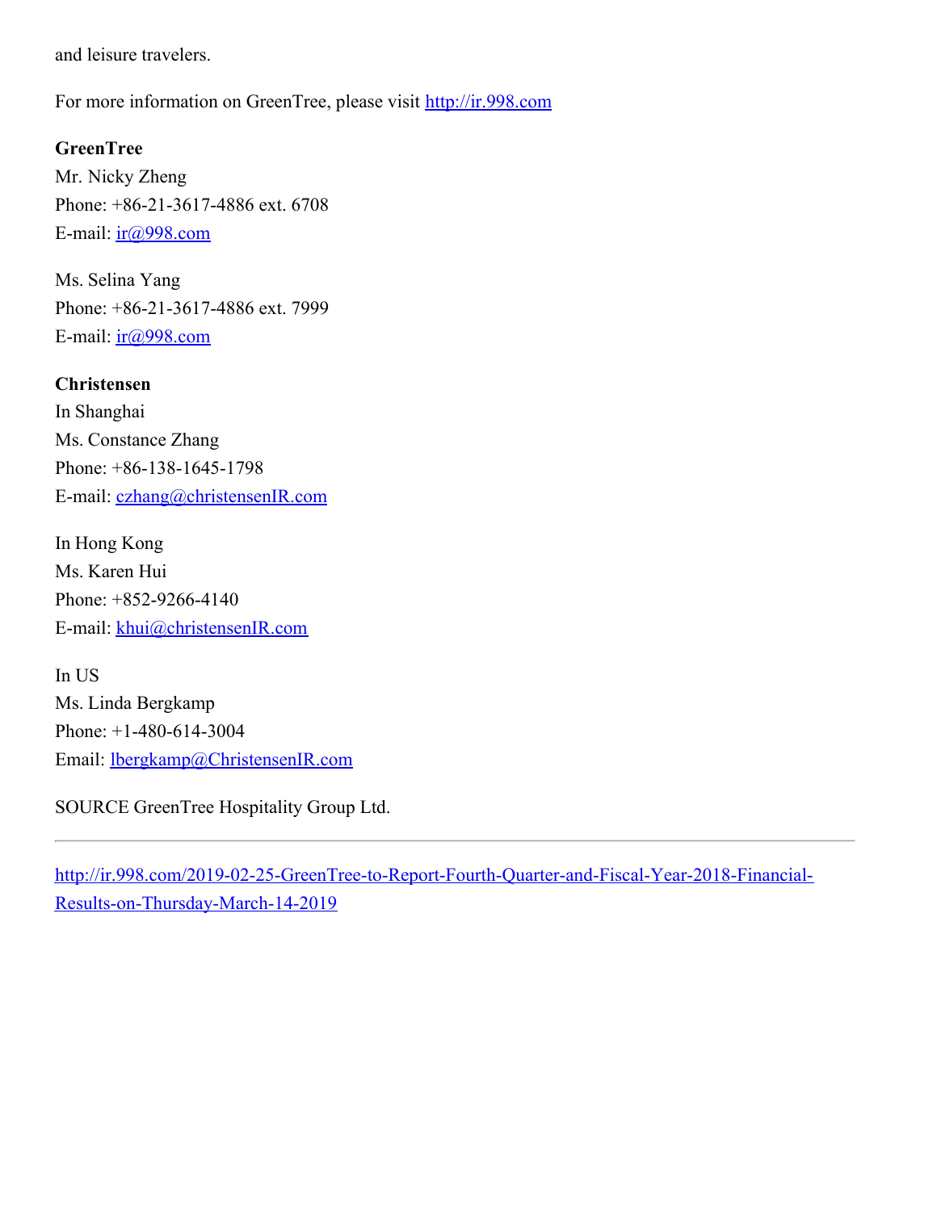and leisure travelers.

For more information on GreenTree, please visit http://ir.998.com

**GreenTree**
Mr. Nicky Zheng
Phone: +86-21-3617-4886 ext. 6708
E-mail: ir@998.com

Ms. Selina Yang
Phone: +86-21-3617-4886 ext. 7999
E-mail: ir@998.com

**Christensen**
In Shanghai
Ms. Constance Zhang
Phone: +86-138-1645-1798
E-mail: czhang@christensenIR.com

In Hong Kong
Ms. Karen Hui
Phone: +852-9266-4140
E-mail: khui@christensenIR.com

In US
Ms. Linda Bergkamp
Phone: +1-480-614-3004
Email: lbergkamp@ChristensenIR.com

SOURCE GreenTree Hospitality Group Ltd.

---

http://ir.998.com/2019-02-25-GreenTree-to-Report-Fourth-Quarter-and-Fiscal-Year-2018-Financial-Results-on-Thursday-March-14-2019